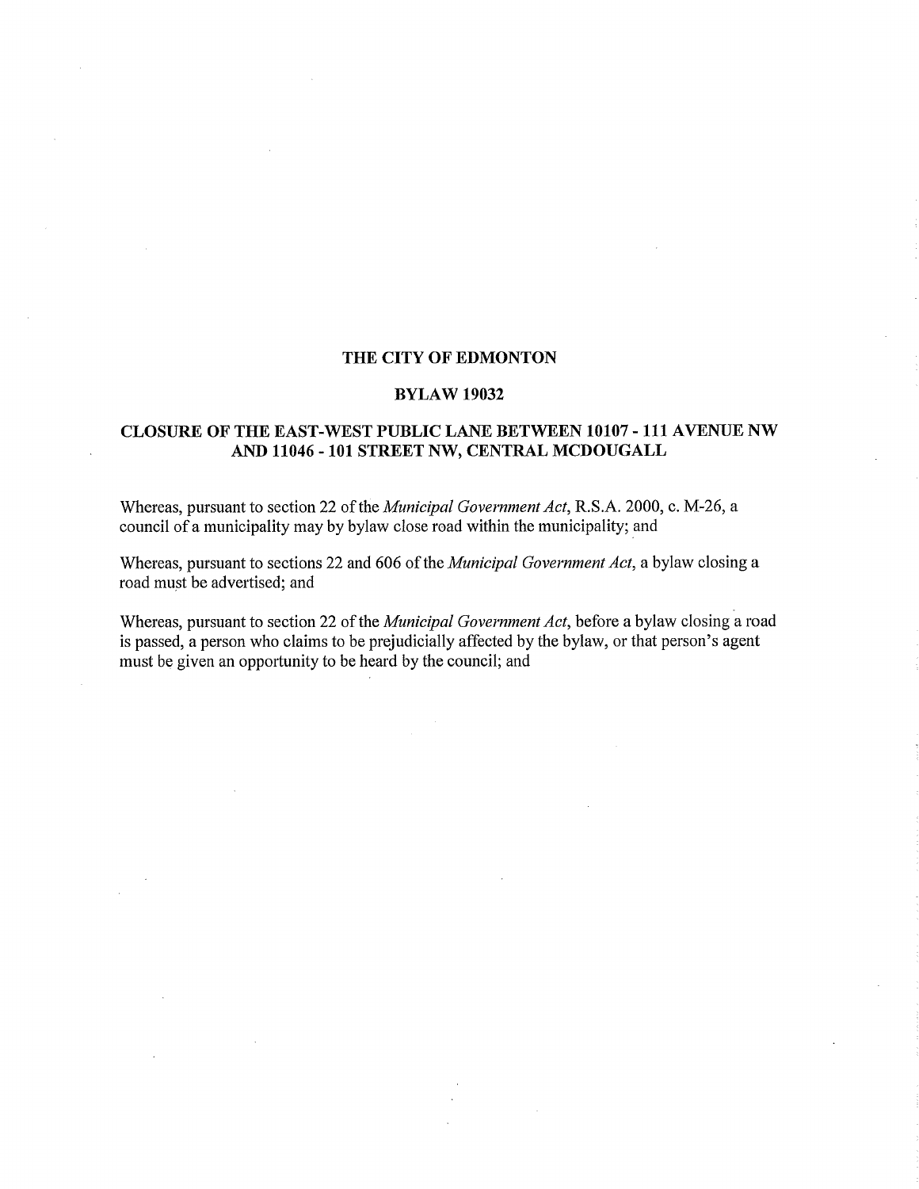# THE CITY OF EDMONTON

## BYLAW 19032

## CLOSURE OF THE EAST-WEST PUBLIC LANE BETWEEN 10107 - 111 AVENUE NW AND 11046 - 101 STREET NW, CENTRAL MCDOUGALL

Whereas, pursuant to section 22 of the *Municipal Government Act*, R.S.A. 2000, c. M-26, a council of a municipality may by bylaw close road within the municipality; and

Whereas, pursuant to sections 22 and 606 of the *Municipal Government Act*, a bylaw closing a road must be advertised; and

Whereas, pursuant to section 22 of the *Municipal Government Act*, before a bylaw closing a road is passed, a person who claims to be prejudicially affected by the bylaw, or that person's agent must be given an opportunity to be heard by the council; and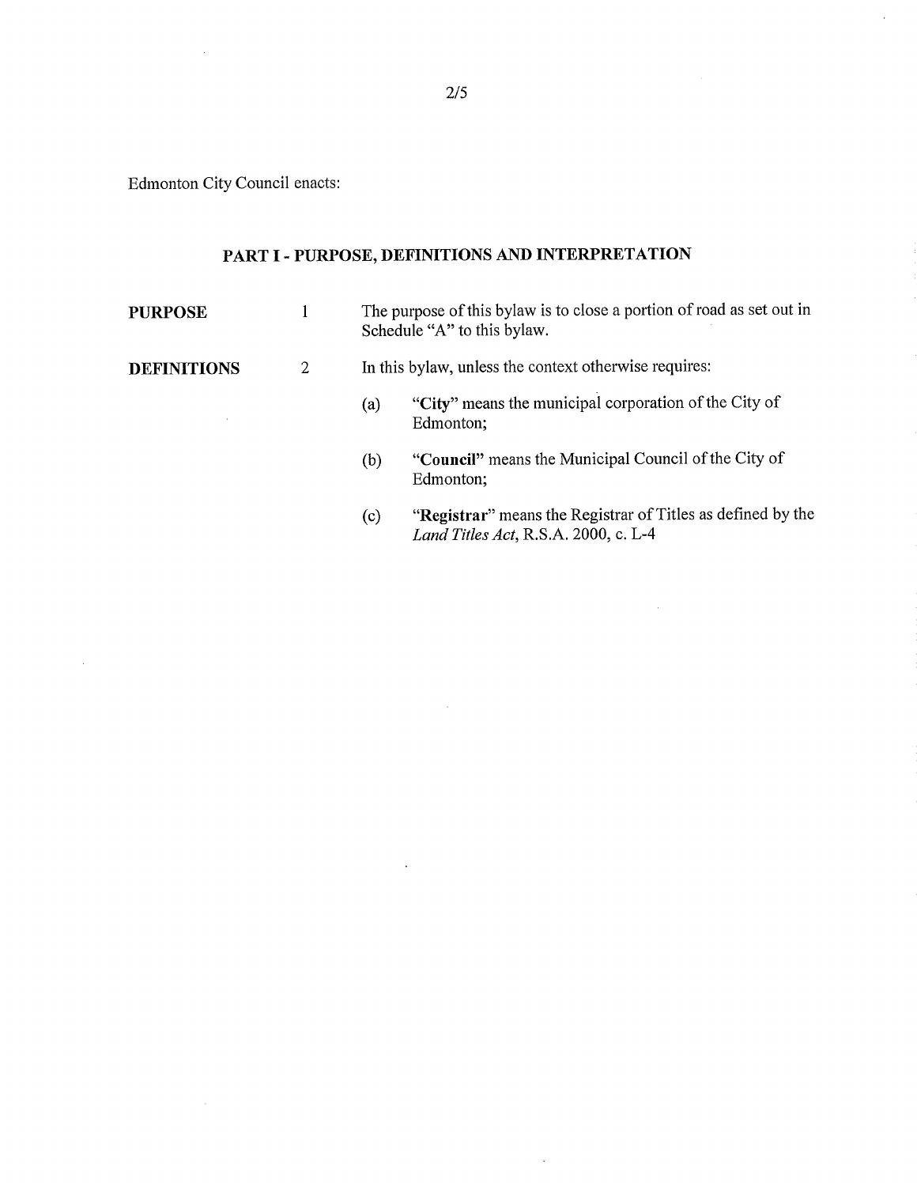Edmonton City Council enacts:

## PART I - PURPOSE, DEFINITIONS AND INTERPRETATION

**PURPOSE** 1 The purpose of this bylaw is to close a portion of road as set out in Schedule "A" to this bylaw.

**DEFINITIONS** 2 In this bylaw, unless the context otherwise requires:

(a) "**City**" means the municipal corporation of the City of Edmonton;

(b) "**Council**" means the Municipal Council of the City of Edmonton;

(c) "**Registrar**" means the Registrar of Titles as defined by the *Land Titles Act*, R.S.A. 2000, c. L-4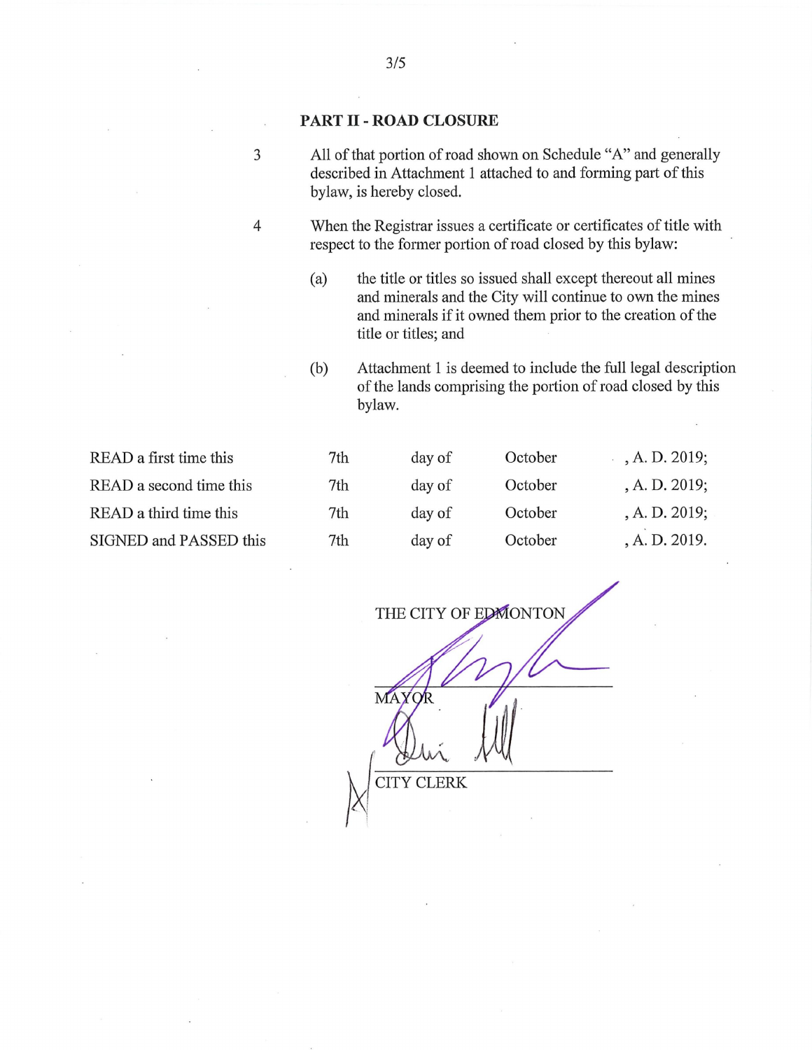## PART II - ROAD CLOSURE

3 All of that portion of road shown on Schedule "A" and generally described in Attachment 1 attached to and forming part of this bylaw, is hereby closed.

4 When the Registrar issues a certificate or certificates of title with respect to the former portion of road closed by this bylaw:

(a) the title or titles so issued shall except thereout all mines and minerals and the City will continue to own the mines and minerals if it owned them prior to the creation of the title or titles; and

(b) Attachment 1 is deemed to include the full legal description of the lands comprising the portion of road closed by this bylaw.

| | | | | |
|---|---|---|---|---|
| READ a first time this | 7th | day of | October | , A. D. 2019; |
| READ a second time this | 7th | day of | October | , A. D. 2019; |
| READ a third time this | 7th | day of | October | , A. D. 2019; |
| SIGNED and PASSED this | 7th | day of | October | , A. D. 2019. |

THE CITY OF EDMONTON

MAYOR

CITY CLERK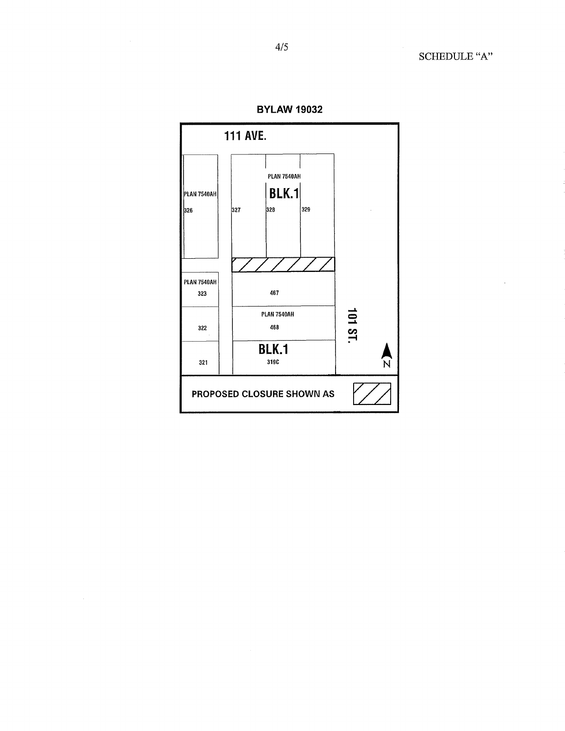SCHEDULE "A"

**BYLAW 19032**

111 AVE.

PLAN 7540AH

326

PLAN 7540AH

BLK.1

327

328

329

PLAN 7540AH

323

467

322

PLAN 7540AH

468

101 ST.

321

BLK.1

319C

N

PROPOSED CLOSURE SHOWN AS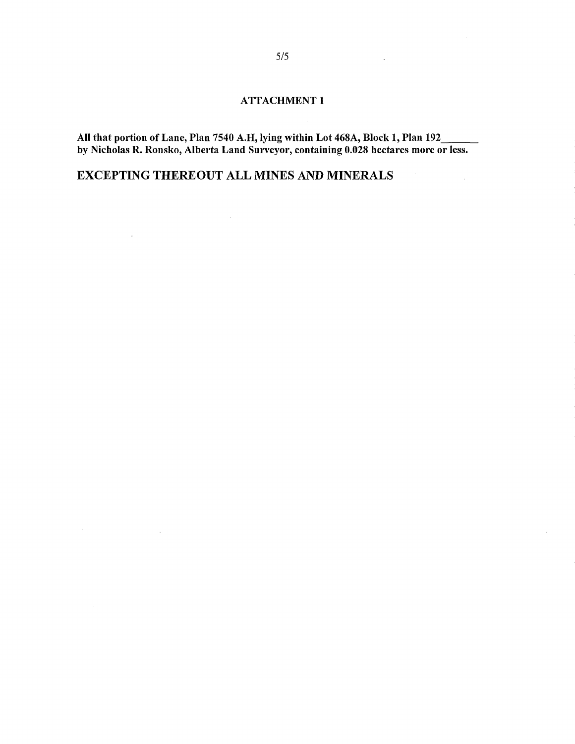## ATTACHMENT 1

**All that portion of Lane, Plan 7540 A.H, lying within Lot 468A, Block 1, Plan 192\_\_\_\_\_\_ by Nicholas R. Ronsko, Alberta Land Surveyor, containing 0.028 hectares more or less.**

**EXCEPTING THEREOUT ALL MINES AND MINERALS**